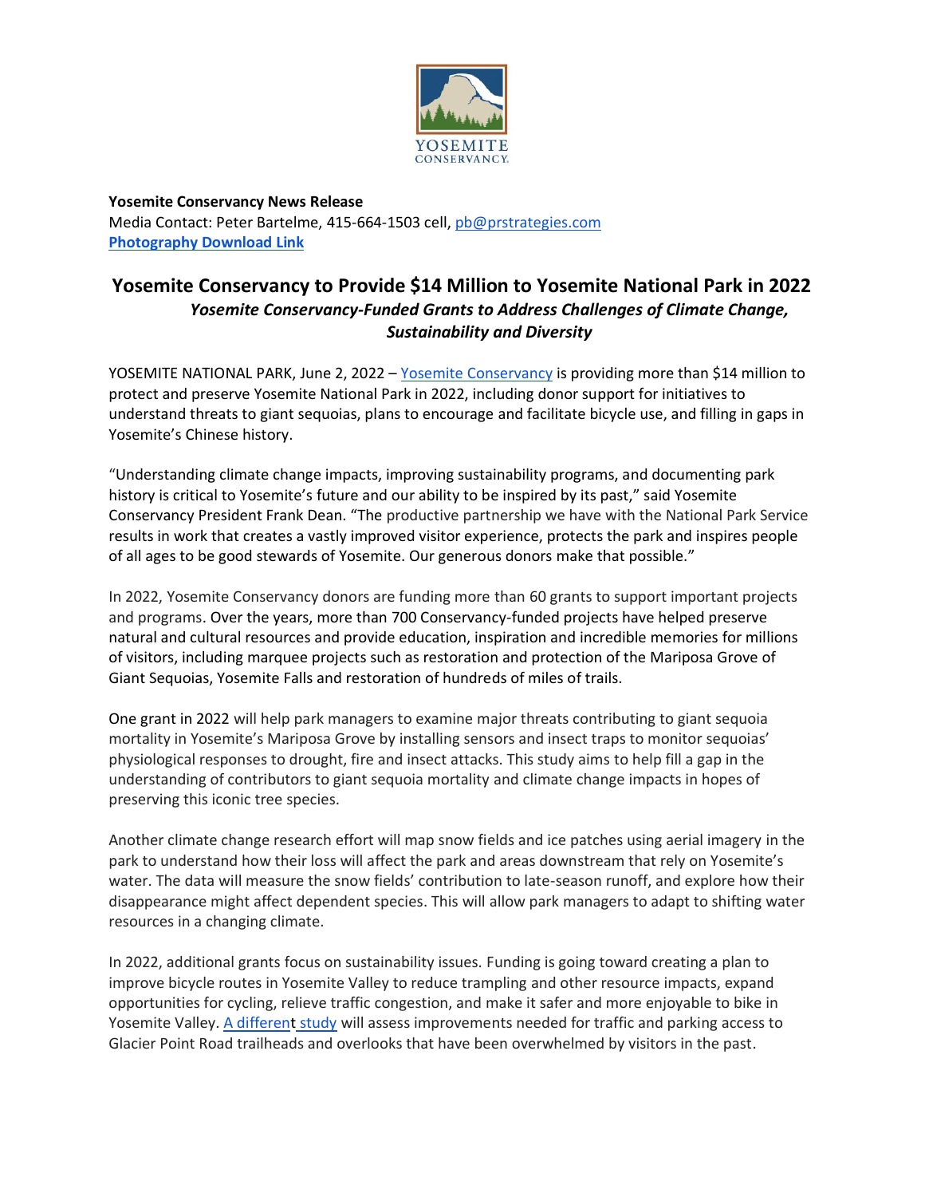**Yosemite Conservancy News Release**
Media Contact: Peter Bartelme, 415-664-1503 cell, pb@prstrategies.com
**Photography Download Link**

# Yosemite Conservancy to Provide $14 Million to Yosemite National Park in 2022

***Yosemite Conservancy-Funded Grants to Address Challenges of Climate Change, Sustainability and Diversity***

YOSEMITE NATIONAL PARK, June 2, 2022 – Yosemite Conservancy is providing more than $14 million to protect and preserve Yosemite National Park in 2022, including donor support for initiatives to understand threats to giant sequoias, plans to encourage and facilitate bicycle use, and filling in gaps in Yosemite's Chinese history.

"Understanding climate change impacts, improving sustainability programs, and documenting park history is critical to Yosemite's future and our ability to be inspired by its past," said Yosemite Conservancy President Frank Dean. "The productive partnership we have with the National Park Service results in work that creates a vastly improved visitor experience, protects the park and inspires people of all ages to be good stewards of Yosemite. Our generous donors make that possible."

In 2022, Yosemite Conservancy donors are funding more than 60 grants to support important projects and programs. Over the years, more than 700 Conservancy-funded projects have helped preserve natural and cultural resources and provide education, inspiration and incredible memories for millions of visitors, including marquee projects such as restoration and protection of the Mariposa Grove of Giant Sequoias, Yosemite Falls and restoration of hundreds of miles of trails.

One grant in 2022 will help park managers to examine major threats contributing to giant sequoia mortality in Yosemite's Mariposa Grove by installing sensors and insect traps to monitor sequoias' physiological responses to drought, fire and insect attacks. This study aims to help fill a gap in the understanding of contributors to giant sequoia mortality and climate change impacts in hopes of preserving this iconic tree species.

Another climate change research effort will map snow fields and ice patches using aerial imagery in the park to understand how their loss will affect the park and areas downstream that rely on Yosemite's water. The data will measure the snow fields' contribution to late-season runoff, and explore how their disappearance might affect dependent species. This will allow park managers to adapt to shifting water resources in a changing climate.

In 2022, additional grants focus on sustainability issues. Funding is going toward creating a plan to improve bicycle routes in Yosemite Valley to reduce trampling and other resource impacts, expand opportunities for cycling, relieve traffic congestion, and make it safer and more enjoyable to bike in Yosemite Valley. A different study will assess improvements needed for traffic and parking access to Glacier Point Road trailheads and overlooks that have been overwhelmed by visitors in the past.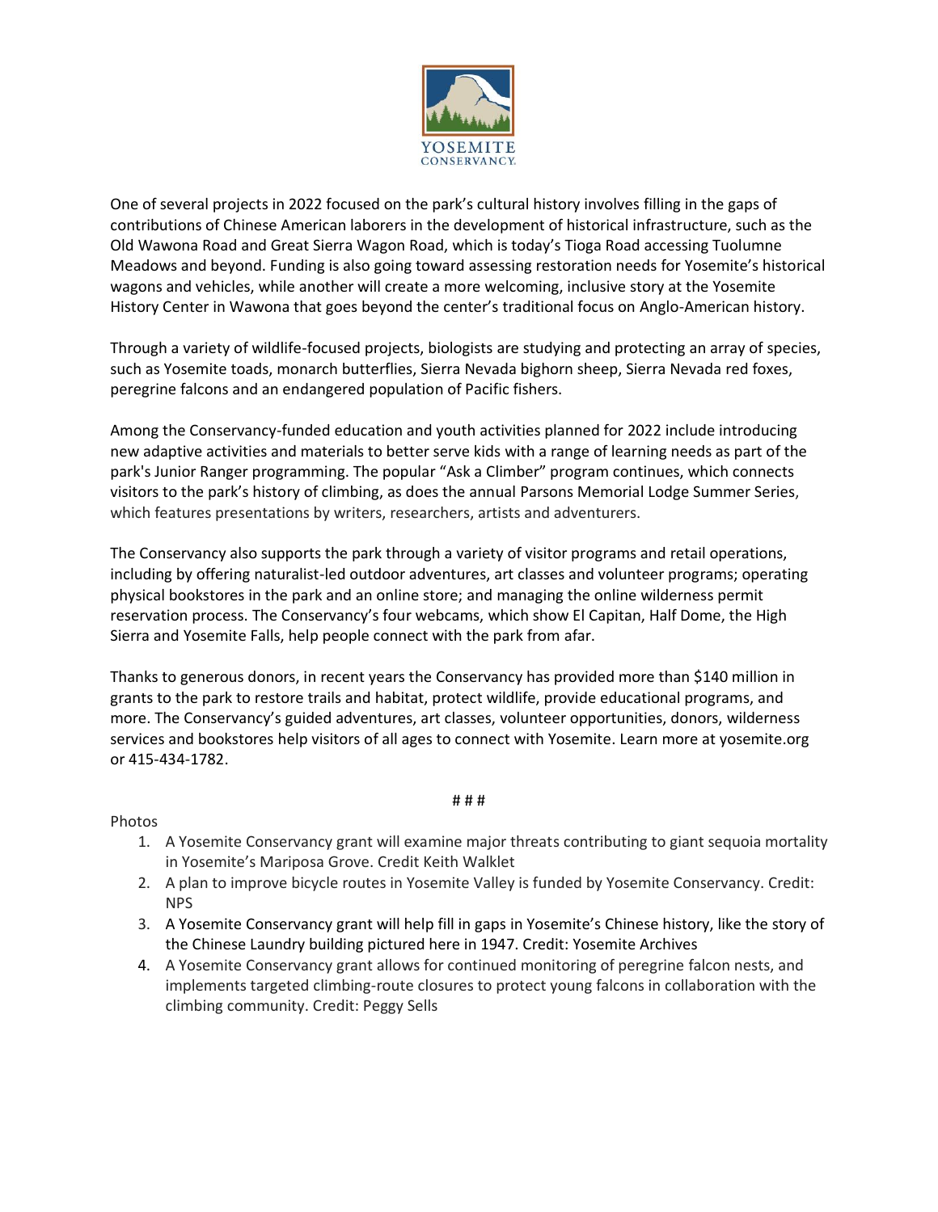YOSEMITE CONSERVANCY

One of several projects in 2022 focused on the park's cultural history involves filling in the gaps of contributions of Chinese American laborers in the development of historical infrastructure, such as the Old Wawona Road and Great Sierra Wagon Road, which is today's Tioga Road accessing Tuolumne Meadows and beyond. Funding is also going toward assessing restoration needs for Yosemite's historical wagons and vehicles, while another will create a more welcoming, inclusive story at the Yosemite History Center in Wawona that goes beyond the center's traditional focus on Anglo-American history.

Through a variety of wildlife-focused projects, biologists are studying and protecting an array of species, such as Yosemite toads, monarch butterflies, Sierra Nevada bighorn sheep, Sierra Nevada red foxes, peregrine falcons and an endangered population of Pacific fishers.

Among the Conservancy-funded education and youth activities planned for 2022 include introducing new adaptive activities and materials to better serve kids with a range of learning needs as part of the park's Junior Ranger programming. The popular "Ask a Climber" program continues, which connects visitors to the park's history of climbing, as does the annual Parsons Memorial Lodge Summer Series, which features presentations by writers, researchers, artists and adventurers.

The Conservancy also supports the park through a variety of visitor programs and retail operations, including by offering naturalist-led outdoor adventures, art classes and volunteer programs; operating physical bookstores in the park and an online store; and managing the online wilderness permit reservation process. The Conservancy's four webcams, which show El Capitan, Half Dome, the High Sierra and Yosemite Falls, help people connect with the park from afar.

Thanks to generous donors, in recent years the Conservancy has provided more than $140 million in grants to the park to restore trails and habitat, protect wildlife, provide educational programs, and more. The Conservancy's guided adventures, art classes, volunteer opportunities, donors, wilderness services and bookstores help visitors of all ages to connect with Yosemite. Learn more at yosemite.org or 415-434-1782.

# # #

Photos

1. A Yosemite Conservancy grant will examine major threats contributing to giant sequoia mortality in Yosemite's Mariposa Grove. Credit Keith Walklet
2. A plan to improve bicycle routes in Yosemite Valley is funded by Yosemite Conservancy. Credit: NPS
3. A Yosemite Conservancy grant will help fill in gaps in Yosemite's Chinese history, like the story of the Chinese Laundry building pictured here in 1947. Credit: Yosemite Archives
4. A Yosemite Conservancy grant allows for continued monitoring of peregrine falcon nests, and implements targeted climbing-route closures to protect young falcons in collaboration with the climbing community. Credit: Peggy Sells